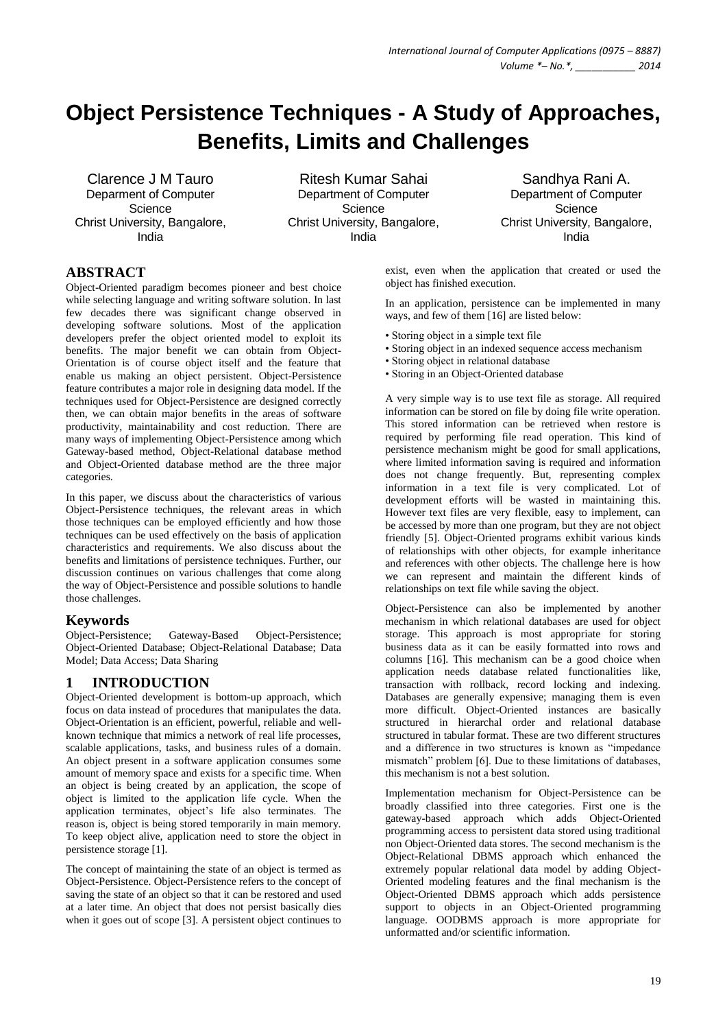# Object Persistence Techniques - A Study of Approaches, Benefits, Limits and Challenges

Clarence J M Tauro
Deparment of Computer Science
Christ University, Bangalore, India

Ritesh Kumar Sahai
Department of Computer Science
Christ University, Bangalore, India

Sandhya Rani A.
Department of Computer Science
Christ University, Bangalore, India

## ABSTRACT

Object-Oriented paradigm becomes pioneer and best choice while selecting language and writing software solution. In last few decades there was significant change observed in developing software solutions. Most of the application developers prefer the object oriented model to exploit its benefits. The major benefit we can obtain from Object-Orientation is of course object itself and the feature that enable us making an object persistent. Object-Persistence feature contributes a major role in designing data model. If the techniques used for Object-Persistence are designed correctly then, we can obtain major benefits in the areas of software productivity, maintainability and cost reduction. There are many ways of implementing Object-Persistence among which Gateway-based method, Object-Relational database method and Object-Oriented database method are the three major categories.

In this paper, we discuss about the characteristics of various Object-Persistence techniques, the relevant areas in which those techniques can be employed efficiently and how those techniques can be used effectively on the basis of application characteristics and requirements. We also discuss about the benefits and limitations of persistence techniques. Further, our discussion continues on various challenges that come along the way of Object-Persistence and possible solutions to handle those challenges.

## Keywords

Object-Persistence; Gateway-Based Object-Persistence; Object-Oriented Database; Object-Relational Database; Data Model; Data Access; Data Sharing

## 1 INTRODUCTION

Object-Oriented development is bottom-up approach, which focus on data instead of procedures that manipulates the data. Object-Orientation is an efficient, powerful, reliable and well-known technique that mimics a network of real life processes, scalable applications, tasks, and business rules of a domain. An object present in a software application consumes some amount of memory space and exists for a specific time. When an object is being created by an application, the scope of object is limited to the application life cycle. When the application terminates, object's life also terminates. The reason is, object is being stored temporarily in main memory. To keep object alive, application need to store the object in persistence storage [1].

The concept of maintaining the state of an object is termed as Object-Persistence. Object-Persistence refers to the concept of saving the state of an object so that it can be restored and used at a later time. An object that does not persist basically dies when it goes out of scope [3]. A persistent object continues to exist, even when the application that created or used the object has finished execution.

In an application, persistence can be implemented in many ways, and few of them [16] are listed below:

- Storing object in a simple text file
- Storing object in an indexed sequence access mechanism
- Storing object in relational database
- Storing in an Object-Oriented database

A very simple way is to use text file as storage. All required information can be stored on file by doing file write operation. This stored information can be retrieved when restore is required by performing file read operation. This kind of persistence mechanism might be good for small applications, where limited information saving is required and information does not change frequently. But, representing complex information in a text file is very complicated. Lot of development efforts will be wasted in maintaining this. However text files are very flexible, easy to implement, can be accessed by more than one program, but they are not object friendly [5]. Object-Oriented programs exhibit various kinds of relationships with other objects, for example inheritance and references with other objects. The challenge here is how we can represent and maintain the different kinds of relationships on text file while saving the object.

Object-Persistence can also be implemented by another mechanism in which relational databases are used for object storage. This approach is most appropriate for storing business data as it can be easily formatted into rows and columns [16]. This mechanism can be a good choice when application needs database related functionalities like, transaction with rollback, record locking and indexing. Databases are generally expensive; managing them is even more difficult. Object-Oriented instances are basically structured in hierarchal order and relational database structured in tabular format. These are two different structures and a difference in two structures is known as "impedance mismatch" problem [6]. Due to these limitations of databases, this mechanism is not a best solution.

Implementation mechanism for Object-Persistence can be broadly classified into three categories. First one is the gateway-based approach which adds Object-Oriented programming access to persistent data stored using traditional non Object-Oriented data stores. The second mechanism is the Object-Relational DBMS approach which enhanced the extremely popular relational data model by adding Object-Oriented modeling features and the final mechanism is the Object-Oriented DBMS approach which adds persistence support to objects in an Object-Oriented programming language. OODBMS approach is more appropriate for unformatted and/or scientific information.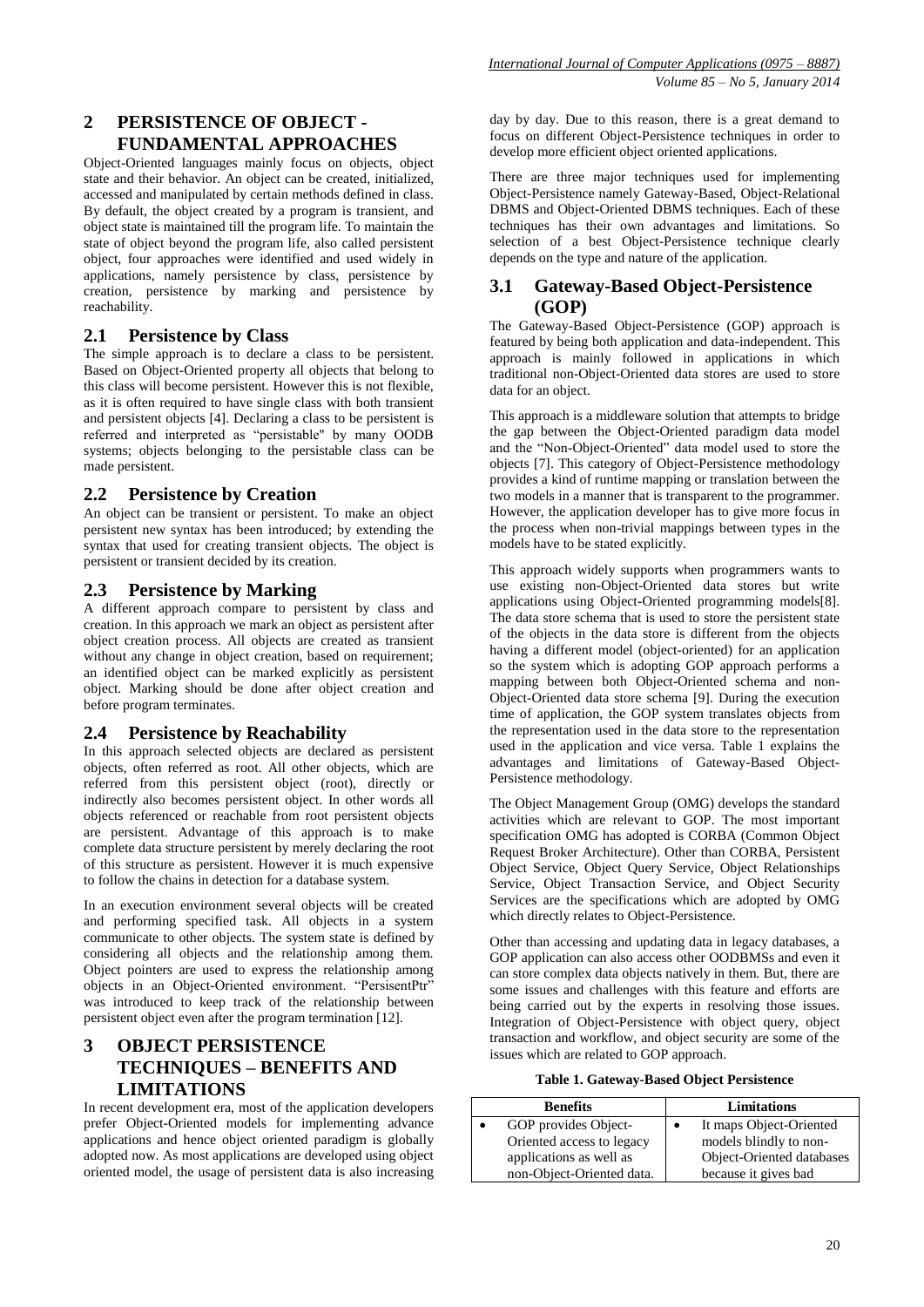## 2 PERSISTENCE OF OBJECT - FUNDAMENTAL APPROACHES

Object-Oriented languages mainly focus on objects, object state and their behavior. An object can be created, initialized, accessed and manipulated by certain methods defined in class. By default, the object created by a program is transient, and object state is maintained till the program life. To maintain the state of object beyond the program life, also called persistent object, four approaches were identified and used widely in applications, namely persistence by class, persistence by creation, persistence by marking and persistence by reachability.

### 2.1 Persistence by Class

The simple approach is to declare a class to be persistent. Based on Object-Oriented property all objects that belong to this class will become persistent. However this is not flexible, as it is often required to have single class with both transient and persistent objects [4]. Declaring a class to be persistent is referred and interpreted as "persistable" by many OODB systems; objects belonging to the persistable class can be made persistent.

### 2.2 Persistence by Creation

An object can be transient or persistent. To make an object persistent new syntax has been introduced; by extending the syntax that used for creating transient objects. The object is persistent or transient decided by its creation.

### 2.3 Persistence by Marking

A different approach compare to persistent by class and creation. In this approach we mark an object as persistent after object creation process. All objects are created as transient without any change in object creation, based on requirement; an identified object can be marked explicitly as persistent object. Marking should be done after object creation and before program terminates.

### 2.4 Persistence by Reachability

In this approach selected objects are declared as persistent objects, often referred as root. All other objects, which are referred from this persistent object (root), directly or indirectly also becomes persistent object. In other words all objects referenced or reachable from root persistent objects are persistent. Advantage of this approach is to make complete data structure persistent by merely declaring the root of this structure as persistent. However it is much expensive to follow the chains in detection for a database system.

In an execution environment several objects will be created and performing specified task. All objects in a system communicate to other objects. The system state is defined by considering all objects and the relationship among them. Object pointers are used to express the relationship among objects in an Object-Oriented environment. "PersisentPtr" was introduced to keep track of the relationship between persistent object even after the program termination [12].

## 3 OBJECT PERSISTENCE TECHNIQUES – BENEFITS AND LIMITATIONS

In recent development era, most of the application developers prefer Object-Oriented models for implementing advance applications and hence object oriented paradigm is globally adopted now. As most applications are developed using object oriented model, the usage of persistent data is also increasing day by day. Due to this reason, there is a great demand to focus on different Object-Persistence techniques in order to develop more efficient object oriented applications.

There are three major techniques used for implementing Object-Persistence namely Gateway-Based, Object-Relational DBMS and Object-Oriented DBMS techniques. Each of these techniques has their own advantages and limitations. So selection of a best Object-Persistence technique clearly depends on the type and nature of the application.

### 3.1 Gateway-Based Object-Persistence (GOP)

The Gateway-Based Object-Persistence (GOP) approach is featured by being both application and data-independent. This approach is mainly followed in applications in which traditional non-Object-Oriented data stores are used to store data for an object.

This approach is a middleware solution that attempts to bridge the gap between the Object-Oriented paradigm data model and the "Non-Object-Oriented" data model used to store the objects [7]. This category of Object-Persistence methodology provides a kind of runtime mapping or translation between the two models in a manner that is transparent to the programmer. However, the application developer has to give more focus in the process when non-trivial mappings between types in the models have to be stated explicitly.

This approach widely supports when programmers wants to use existing non-Object-Oriented data stores but write applications using Object-Oriented programming models[8]. The data store schema that is used to store the persistent state of the objects in the data store is different from the objects having a different model (object-oriented) for an application so the system which is adopting GOP approach performs a mapping between both Object-Oriented schema and non-Object-Oriented data store schema [9]. During the execution time of application, the GOP system translates objects from the representation used in the data store to the representation used in the application and vice versa. Table 1 explains the advantages and limitations of Gateway-Based Object-Persistence methodology.

The Object Management Group (OMG) develops the standard activities which are relevant to GOP. The most important specification OMG has adopted is CORBA (Common Object Request Broker Architecture). Other than CORBA, Persistent Object Service, Object Query Service, Object Relationships Service, Object Transaction Service, and Object Security Services are the specifications which are adopted by OMG which directly relates to Object-Persistence.

Other than accessing and updating data in legacy databases, a GOP application can also access other OODBMSs and even it can store complex data objects natively in them. But, there are some issues and challenges with this feature and efforts are being carried out by the experts in resolving those issues. Integration of Object-Persistence with object query, object transaction and workflow, and object security are some of the issues which are related to GOP approach.

**Table 1. Gateway-Based Object Persistence**

| Benefits | Limitations |
|---|---|
| • GOP provides Object-Oriented access to legacy applications as well as non-Object-Oriented data. | • It maps Object-Oriented models blindly to non-Object-Oriented databases because it gives bad |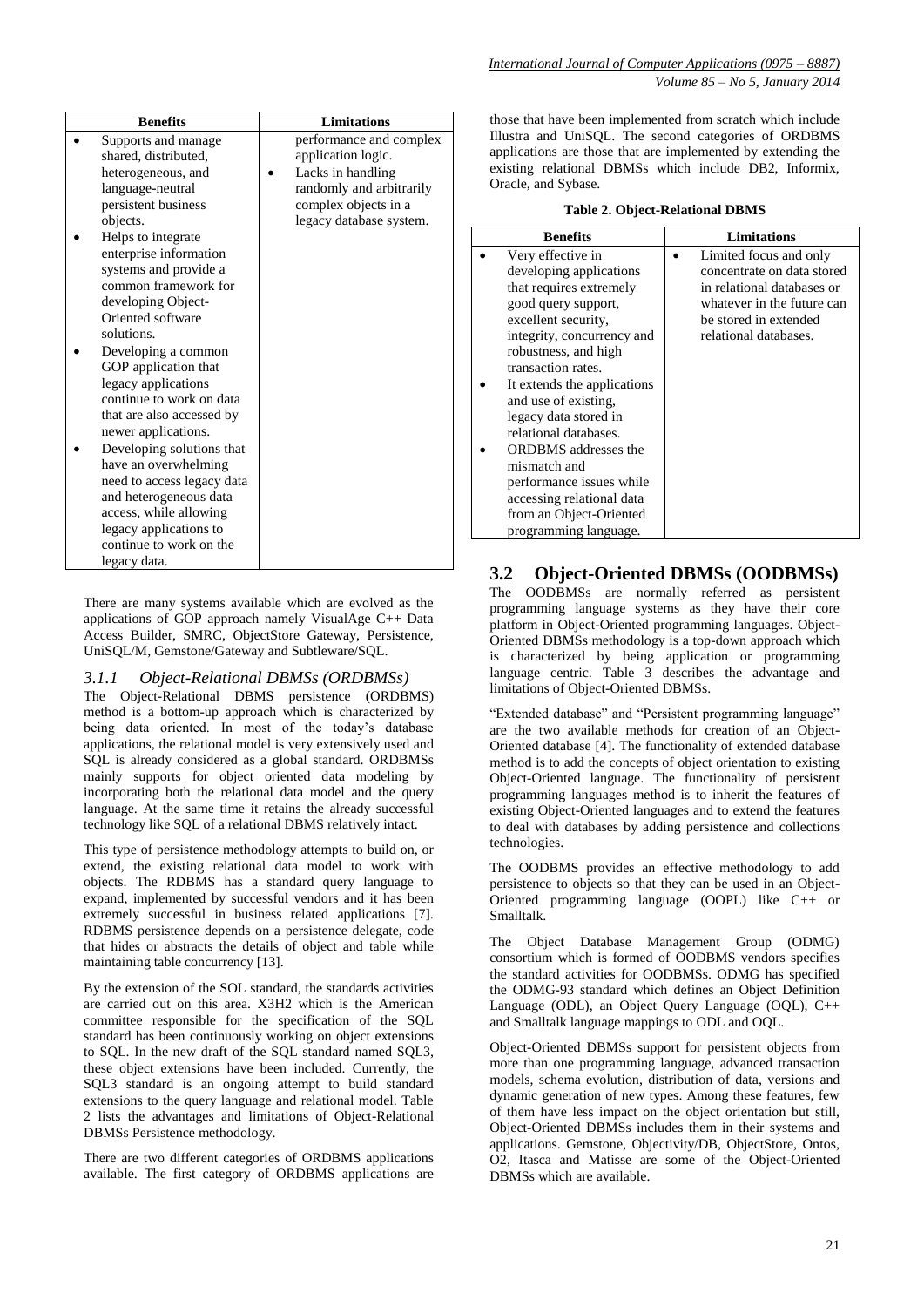| Benefits | Limitations |
|---|---|
| • Supports and manage shared, distributed, heterogeneous, and language-neutral persistent business objects. • Helps to integrate enterprise information systems and provide a common framework for developing Object-Oriented software solutions. • Developing a common GOP application that legacy applications continue to work on data that are also accessed by newer applications. • Developing solutions that have an overwhelming need to access legacy data and heterogeneous data access, while allowing legacy applications to continue to work on the legacy data. | performance and complex application logic. • Lacks in handling randomly and arbitrarily complex objects in a legacy database system. |

There are many systems available which are evolved as the applications of GOP approach namely VisualAge C++ Data Access Builder, SMRC, ObjectStore Gateway, Persistence, UniSQL/M, Gemstone/Gateway and Subtleware/SQL.

#### *3.1.1 Object-Relational DBMSs (ORDBMSs)*

The Object-Relational DBMS persistence (ORDBMS) method is a bottom-up approach which is characterized by being data oriented. In most of the today's database applications, the relational model is very extensively used and SQL is already considered as a global standard. ORDBMSs mainly supports for object oriented data modeling by incorporating both the relational data model and the query language. At the same time it retains the already successful technology like SQL of a relational DBMS relatively intact.

This type of persistence methodology attempts to build on, or extend, the existing relational data model to work with objects. The RDBMS has a standard query language to expand, implemented by successful vendors and it has been extremely successful in business related applications [7]. RDBMS persistence depends on a persistence delegate, code that hides or abstracts the details of object and table while maintaining table concurrency [13].

By the extension of the SOL standard, the standards activities are carried out on this area. X3H2 which is the American committee responsible for the specification of the SQL standard has been continuously working on object extensions to SQL. In the new draft of the SQL standard named SQL3, these object extensions have been included. Currently, the SQL3 standard is an ongoing attempt to build standard extensions to the query language and relational model. Table 2 lists the advantages and limitations of Object-Relational DBMSs Persistence methodology.

There are two different categories of ORDBMS applications available. The first category of ORDBMS applications are those that have been implemented from scratch which include Illustra and UniSQL. The second categories of ORDBMS applications are those that are implemented by extending the existing relational DBMSs which include DB2, Informix, Oracle, and Sybase.

**Table 2. Object-Relational DBMS**

| Benefits | Limitations |
|---|---|
| • Very effective in developing applications that requires extremely good query support, excellent security, integrity, concurrency and robustness, and high transaction rates. • It extends the applications and use of existing, legacy data stored in relational databases. • ORDBMS addresses the mismatch and performance issues while accessing relational data from an Object-Oriented programming language. | • Limited focus and only concentrate on data stored in relational databases or whatever in the future can be stored in extended relational databases. |

## 3.2 Object-Oriented DBMSs (OODBMSs)

The OODBMSs are normally referred as persistent programming language systems as they have their core platform in Object-Oriented programming languages. Object-Oriented DBMSs methodology is a top-down approach which is characterized by being application or programming language centric. Table 3 describes the advantage and limitations of Object-Oriented DBMSs.

"Extended database" and "Persistent programming language" are the two available methods for creation of an Object-Oriented database [4]. The functionality of extended database method is to add the concepts of object orientation to existing Object-Oriented language. The functionality of persistent programming languages method is to inherit the features of existing Object-Oriented languages and to extend the features to deal with databases by adding persistence and collections technologies.

The OODBMS provides an effective methodology to add persistence to objects so that they can be used in an Object-Oriented programming language (OOPL) like C++ or Smalltalk.

The Object Database Management Group (ODMG) consortium which is formed of OODBMS vendors specifies the standard activities for OODBMSs. ODMG has specified the ODMG-93 standard which defines an Object Definition Language (ODL), an Object Query Language (OQL), C++ and Smalltalk language mappings to ODL and OQL.

Object-Oriented DBMSs support for persistent objects from more than one programming language, advanced transaction models, schema evolution, distribution of data, versions and dynamic generation of new types. Among these features, few of them have less impact on the object orientation but still, Object-Oriented DBMSs includes them in their systems and applications. Gemstone, Objectivity/DB, ObjectStore, Ontos, O2, Itasca and Matisse are some of the Object-Oriented DBMSs which are available.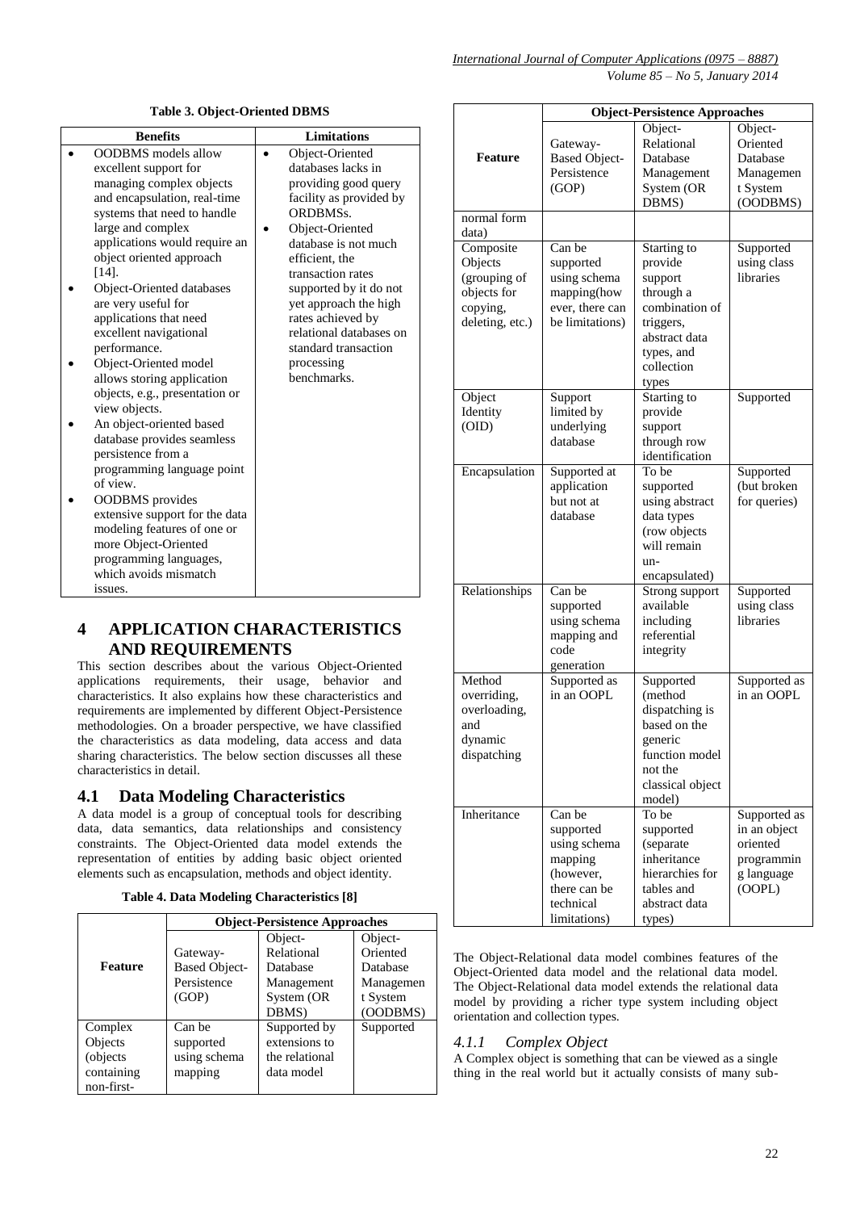**Table 3. Object-Oriented DBMS**

| Benefits | Limitations |
|---|---|
| • ODDBMS models allow excellent support for managing complex objects and encapsulation, real-time systems that need to handle large and complex applications would require an object oriented approach [14].<br>• Object-Oriented databases are very useful for applications that need excellent navigational performance.<br>• Object-Oriented model allows storing application objects, e.g., presentation or view objects.<br>• An object-oriented based database provides seamless persistence from a programming language point of view.<br>• OODBMS provides extensive support for the data modeling features of one or more Object-Oriented programming languages, which avoids mismatch issues. | • Object-Oriented databases lacks in providing good query facility as provided by ORDBMSs.<br>• Object-Oriented database is not much efficient, the transaction rates supported by it do not yet approach the high rates achieved by relational databases on standard transaction processing benchmarks. |

## 4 APPLICATION CHARACTERISTICS AND REQUIREMENTS

This section describes about the various Object-Oriented applications requirements, their usage, behavior and characteristics. It also explains how these characteristics and requirements are implemented by different Object-Persistence methodologies. On a broader perspective, we have classified the characteristics as data modeling, data access and data sharing characteristics. The below section discusses all these characteristics in detail.

### 4.1 Data Modeling Characteristics

A data model is a group of conceptual tools for describing data, data semantics, data relationships and consistency constraints. The Object-Oriented data model extends the representation of entities by adding basic object oriented elements such as encapsulation, methods and object identity.

**Table 4. Data Modeling Characteristics [8]**

| Feature | Object-Persistence Approaches | | |
|---|---|---|---|
| | Gateway-Based Object-Persistence (GOP) | Object-Relational Database Management System (OR DBMS) | Object-Oriented Database Management System (OODBMS) |
| Complex Objects (objects containing non-first-normal form data) | Can be supported using schema mapping | Supported by extensions to the relational data model | Supported |
| Composite Objects (grouping of objects for copying, deleting, etc.) | Can be supported using schema mapping(how ever, there can be limitations) | Starting to provide support through a combination of triggers, abstract data types, and collection types | Supported using class libraries |
| Object Identity (OID) | Support limited by underlying database | Starting to provide support through row identification | Supported |
| Encapsulation | Supported at application but not at database | To be supported using abstract data types (row objects will remain un-encapsulated) | Supported (but broken for queries) |
| Relationships | Can be supported using schema mapping and code generation | Strong support available including referential integrity | Supported using class libraries |
| Method overriding, overloading, and dynamic dispatching | Supported as in an OOPL | Supported (method dispatching is based on the generic function model not the classical object model) | Supported as in an OOPL |
| Inheritance | Can be supported using schema mapping (however, there can be technical limitations) | To be supported (separate inheritance hierarchies for tables and abstract data types) | Supported as in an object oriented programming language (OOPL) |

The Object-Relational data model combines features of the Object-Oriented data model and the relational data model. The Object-Relational data model extends the relational data model by providing a richer type system including object orientation and collection types.

#### *4.1.1 Complex Object*

A Complex object is something that can be viewed as a single thing in the real world but it actually consists of many sub-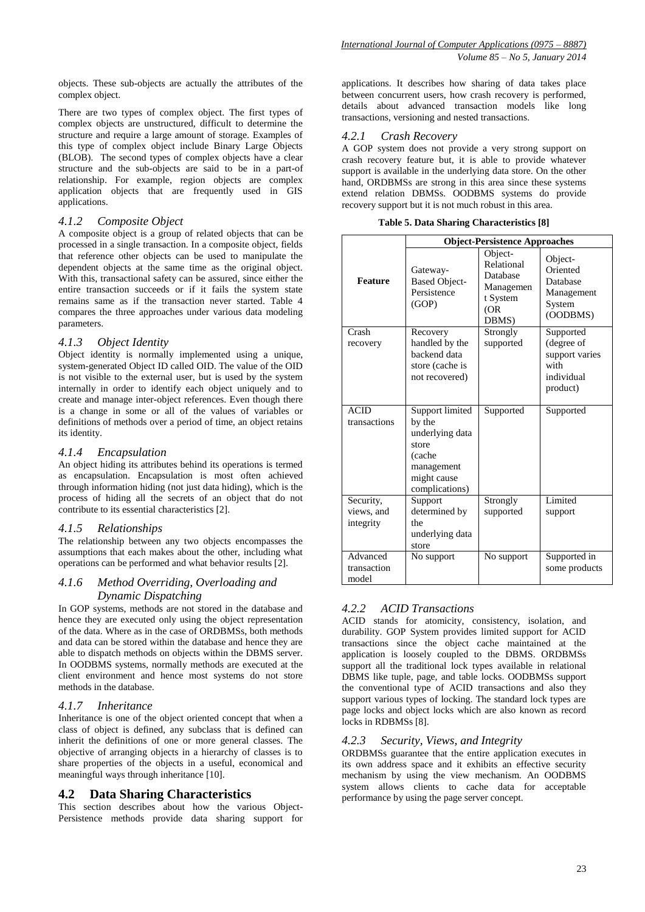objects. These sub-objects are actually the attributes of the complex object.

There are two types of complex object. The first types of complex objects are unstructured, difficult to determine the structure and require a large amount of storage. Examples of this type of complex object include Binary Large Objects (BLOB). The second types of complex objects have a clear structure and the sub-objects are said to be in a part-of relationship. For example, region objects are complex application objects that are frequently used in GIS applications.

### *4.1.2 Composite Object*

A composite object is a group of related objects that can be processed in a single transaction. In a composite object, fields that reference other objects can be used to manipulate the dependent objects at the same time as the original object. With this, transactional safety can be assured, since either the entire transaction succeeds or if it fails the system state remains same as if the transaction never started. Table 4 compares the three approaches under various data modeling parameters.

### *4.1.3 Object Identity*

Object identity is normally implemented using a unique, system-generated Object ID called OID. The value of the OID is not visible to the external user, but is used by the system internally in order to identify each object uniquely and to create and manage inter-object references. Even though there is a change in some or all of the values of variables or definitions of methods over a period of time, an object retains its identity.

### *4.1.4 Encapsulation*

An object hiding its attributes behind its operations is termed as encapsulation. Encapsulation is most often achieved through information hiding (not just data hiding), which is the process of hiding all the secrets of an object that do not contribute to its essential characteristics [2].

### *4.1.5 Relationships*

The relationship between any two objects encompasses the assumptions that each makes about the other, including what operations can be performed and what behavior results [2].

### *4.1.6 Method Overriding, Overloading and Dynamic Dispatching*

In GOP systems, methods are not stored in the database and hence they are executed only using the object representation of the data. Where as in the case of ORDBMSs, both methods and data can be stored within the database and hence they are able to dispatch methods on objects within the DBMS server. In OODBMS systems, normally methods are executed at the client environment and hence most systems do not store methods in the database.

### *4.1.7 Inheritance*

Inheritance is one of the object oriented concept that when a class of object is defined, any subclass that is defined can inherit the definitions of one or more general classes. The objective of arranging objects in a hierarchy of classes is to share properties of the objects in a useful, economical and meaningful ways through inheritance [10].

## 4.2 Data Sharing Characteristics

This section describes about how the various Object-Persistence methods provide data sharing support for applications. It describes how sharing of data takes place between concurrent users, how crash recovery is performed, details about advanced transaction models like long transactions, versioning and nested transactions.

### *4.2.1 Crash Recovery*

A GOP system does not provide a very strong support on crash recovery feature but, it is able to provide whatever support is available in the underlying data store. On the other hand, ORDBMSs are strong in this area since these systems extend relation DBMSs. OODBMS systems do provide recovery support but it is not much robust in this area.

**Table 5. Data Sharing Characteristics [8]**

| Feature | Object-Persistence Approaches | | |
|---|---|---|---|
| | Gateway-Based Object-Persistence (GOP) | Object-Relational Database Management System (OR DBMS) | Object-Oriented Database Management System (OODBMS) |
| Crash recovery | Recovery handled by the backend data store (cache is not recovered) | Strongly supported | Supported (degree of support varies with individual product) |
| ACID transactions | Support limited by the underlying data store (cache management might cause complications) | Supported | Supported |
| Security, views, and integrity | Support determined by the underlying data store | Strongly supported | Limited support |
| Advanced transaction model | No support | No support | Supported in some products |

### *4.2.2 ACID Transactions*

ACID stands for atomicity, consistency, isolation, and durability. GOP System provides limited support for ACID transactions since the object cache maintained at the application is loosely coupled to the DBMS. ORDBMSs support all the traditional lock types available in relational DBMS like tuple, page, and table locks. OODBMSs support the conventional type of ACID transactions and also they support various types of locking. The standard lock types are page locks and object locks which are also known as record locks in RDBMSs [8].

### *4.2.3 Security, Views, and Integrity*

ORDBMSs guarantee that the entire application executes in its own address space and it exhibits an effective security mechanism by using the view mechanism. An OODBMS system allows clients to cache data for acceptable performance by using the page server concept.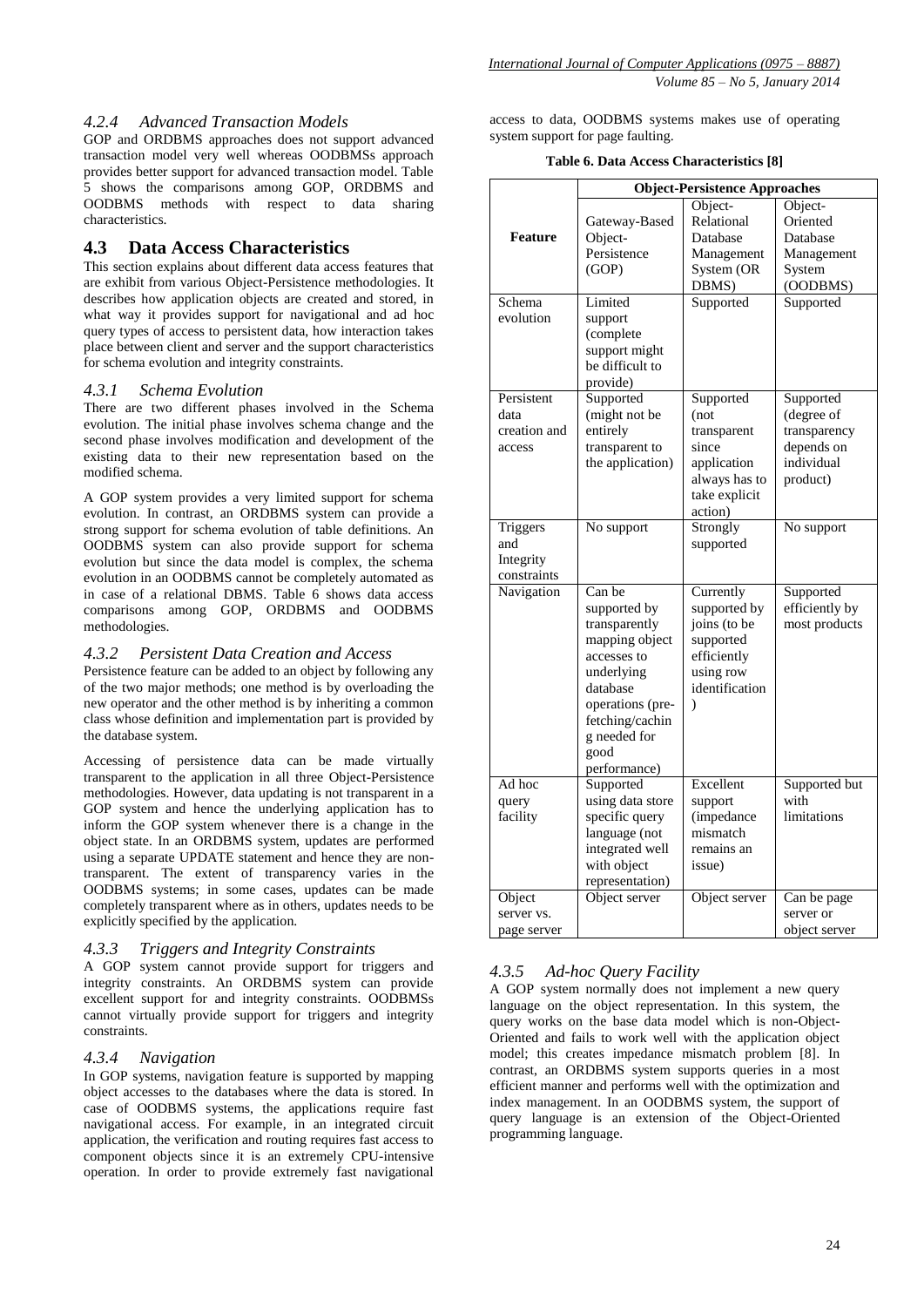#### 4.2.4 Advanced Transaction Models

GOP and ORDBMS approaches does not support advanced transaction model very well whereas OODBMSs approach provides better support for advanced transaction model. Table 5 shows the comparisons among GOP, ORDBMS and OODBMS methods with respect to data sharing characteristics.

## 4.3 Data Access Characteristics

This section explains about different data access features that are exhibit from various Object-Persistence methodologies. It describes how application objects are created and stored, in what way it provides support for navigational and ad hoc query types of access to persistent data, how interaction takes place between client and server and the support characteristics for schema evolution and integrity constraints.

#### 4.3.1 Schema Evolution

There are two different phases involved in the Schema evolution. The initial phase involves schema change and the second phase involves modification and development of the existing data to their new representation based on the modified schema.

A GOP system provides a very limited support for schema evolution. In contrast, an ORDBMS system can provide a strong support for schema evolution of table definitions. An OODBMS system can also provide support for schema evolution but since the data model is complex, the schema evolution in an OODBMS cannot be completely automated as in case of a relational DBMS. Table 6 shows data access comparisons among GOP, ORDBMS and OODBMS methodologies.

#### 4.3.2 Persistent Data Creation and Access

Persistence feature can be added to an object by following any of the two major methods; one method is by overloading the new operator and the other method is by inheriting a common class whose definition and implementation part is provided by the database system.

Accessing of persistence data can be made virtually transparent to the application in all three Object-Persistence methodologies. However, data updating is not transparent in a GOP system and hence the underlying application has to inform the GOP system whenever there is a change in the object state. In an ORDBMS system, updates are performed using a separate UPDATE statement and hence they are non-transparent. The extent of transparency varies in the OODBMS systems; in some cases, updates can be made completely transparent where as in others, updates needs to be explicitly specified by the application.

#### 4.3.3 Triggers and Integrity Constraints

A GOP system cannot provide support for triggers and integrity constraints. An ORDBMS system can provide excellent support for and integrity constraints. OODBMSs cannot virtually provide support for triggers and integrity constraints.

#### 4.3.4 Navigation

In GOP systems, navigation feature is supported by mapping object accesses to the databases where the data is stored. In case of OODBMS systems, the applications require fast navigational access. For example, in an integrated circuit application, the verification and routing requires fast access to component objects since it is an extremely CPU-intensive operation. In order to provide extremely fast navigational access to data, OODBMS systems makes use of operating system support for page faulting.

**Table 6. Data Access Characteristics [8]**

| Feature | Object-Persistence Approaches | | |
|---|---|---|---|
| | Gateway-Based Object-Persistence (GOP) | Object-Relational Database Management System (OR DBMS) | Object-Oriented Database Management System (OODBMS) |
| Schema evolution | Limited support (complete support might be difficult to provide) | Supported | Supported |
| Persistent data creation and access | Supported (might not be entirely transparent to the application) | Supported (not transparent since application always has to take explicit action) | Supported (degree of transparency depends on individual product) |
| Triggers and Integrity constraints | No support | Strongly supported | No support |
| Navigation | Can be supported by transparently mapping object accesses to underlying database operations (pre-fetching/caching needed for good performance) | Currently supported by joins (to be supported efficiently using row identification) | Supported efficiently by most products |
| Ad hoc query facility | Supported using data store specific query language (not integrated well with object representation) | Excellent support (impedance mismatch remains an issue) | Supported but with limitations |
| Object server vs. page server | Object server | Object server | Can be page server or object server |

#### 4.3.5 Ad-hoc Query Facility

A GOP system normally does not implement a new query language on the object representation. In this system, the query works on the base data model which is non-Object-Oriented and fails to work well with the application object model; this creates impedance mismatch problem [8]. In contrast, an ORDBMS system supports queries in a most efficient manner and performs well with the optimization and index management. In an OODBMS system, the support of query language is an extension of the Object-Oriented programming language.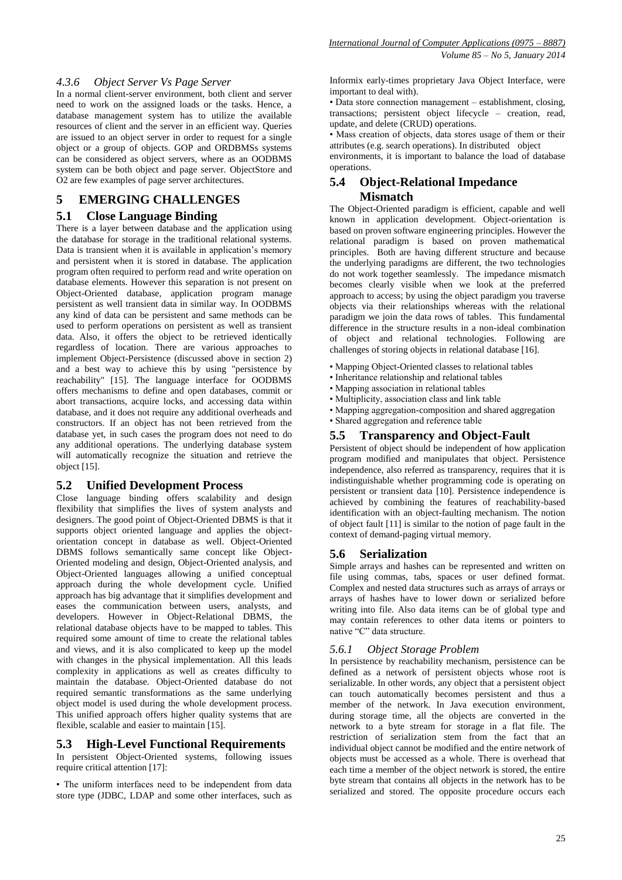### 4.3.6 Object Server Vs Page Server

In a normal client-server environment, both client and server need to work on the assigned loads or the tasks. Hence, a database management system has to utilize the available resources of client and the server in an efficient way. Queries are issued to an object server in order to request for a single object or a group of objects. GOP and ORDBMSs systems can be considered as object servers, where as an OODBMS system can be both object and page server. ObjectStore and O2 are few examples of page server architectures.

# 5 EMERGING CHALLENGES

## 5.1 Close Language Binding

There is a layer between database and the application using the database for storage in the traditional relational systems. Data is transient when it is available in application's memory and persistent when it is stored in database. The application program often required to perform read and write operation on database elements. However this separation is not present on Object-Oriented database, application program manage persistent as well transient data in similar way. In OODBMS any kind of data can be persistent and same methods can be used to perform operations on persistent as well as transient data. Also, it offers the object to be retrieved identically regardless of location. There are various approaches to implement Object-Persistence (discussed above in section 2) and a best way to achieve this by using "persistence by reachability" [15]. The language interface for OODBMS offers mechanisms to define and open databases, commit or abort transactions, acquire locks, and accessing data within database, and it does not require any additional overheads and constructors. If an object has not been retrieved from the database yet, in such cases the program does not need to do any additional operations. The underlying database system will automatically recognize the situation and retrieve the object [15].

## 5.2 Unified Development Process

Close language binding offers scalability and design flexibility that simplifies the lives of system analysts and designers. The good point of Object-Oriented DBMS is that it supports object oriented language and applies the object-orientation concept in database as well. Object-Oriented DBMS follows semantically same concept like Object-Oriented modeling and design, Object-Oriented analysis, and Object-Oriented languages allowing a unified conceptual approach during the whole development cycle. Unified approach has big advantage that it simplifies development and eases the communication between users, analysts, and developers. However in Object-Relational DBMS, the relational database objects have to be mapped to tables. This required some amount of time to create the relational tables and views, and it is also complicated to keep up the model with changes in the physical implementation. All this leads complexity in applications as well as creates difficulty to maintain the database. Object-Oriented database do not required semantic transformations as the same underlying object model is used during the whole development process. This unified approach offers higher quality systems that are flexible, scalable and easier to maintain [15].

## 5.3 High-Level Functional Requirements

In persistent Object-Oriented systems, following issues require critical attention [17]:

- The uniform interfaces need to be independent from data store type (JDBC, LDAP and some other interfaces, such as Informix early-times proprietary Java Object Interface, were important to deal with).
- Data store connection management – establishment, closing, transactions; persistent object lifecycle – creation, read, update, and delete (CRUD) operations.
- Mass creation of objects, data stores usage of them or their attributes (e.g. search operations). In distributed object environments, it is important to balance the load of database operations.

## 5.4 Object-Relational Impedance Mismatch

The Object-Oriented paradigm is efficient, capable and well known in application development. Object-orientation is based on proven software engineering principles. However the relational paradigm is based on proven mathematical principles. Both are having different structure and because the underlying paradigms are different, the two technologies do not work together seamlessly. The impedance mismatch becomes clearly visible when we look at the preferred approach to access; by using the object paradigm you traverse objects via their relationships whereas with the relational paradigm we join the data rows of tables. This fundamental difference in the structure results in a non-ideal combination of object and relational technologies. Following are challenges of storing objects in relational database [16].

- Mapping Object-Oriented classes to relational tables
- Inheritance relationship and relational tables
- Mapping association in relational tables
- Multiplicity, association class and link table
- Mapping aggregation-composition and shared aggregation
- Shared aggregation and reference table

## 5.5 Transparency and Object-Fault

Persistent of object should be independent of how application program modified and manipulates that object. Persistence independence, also referred as transparency, requires that it is indistinguishable whether programming code is operating on persistent or transient data [10]. Persistence independence is achieved by combining the features of reachability-based identification with an object-faulting mechanism. The notion of object fault [11] is similar to the notion of page fault in the context of demand-paging virtual memory.

## 5.6 Serialization

Simple arrays and hashes can be represented and written on file using commas, tabs, spaces or user defined format. Complex and nested data structures such as arrays of arrays or arrays of hashes have to lower down or serialized before writing into file. Also data items can be of global type and may contain references to other data items or pointers to native "C" data structure.

### 5.6.1 Object Storage Problem

In persistence by reachability mechanism, persistence can be defined as a network of persistent objects whose root is serializable. In other words, any object that a persistent object can touch automatically becomes persistent and thus a member of the network. In Java execution environment, during storage time, all the objects are converted in the network to a byte stream for storage in a flat file. The restriction of serialization stem from the fact that an individual object cannot be modified and the entire network of objects must be accessed as a whole. There is overhead that each time a member of the object network is stored, the entire byte stream that contains all objects in the network has to be serialized and stored. The opposite procedure occurs each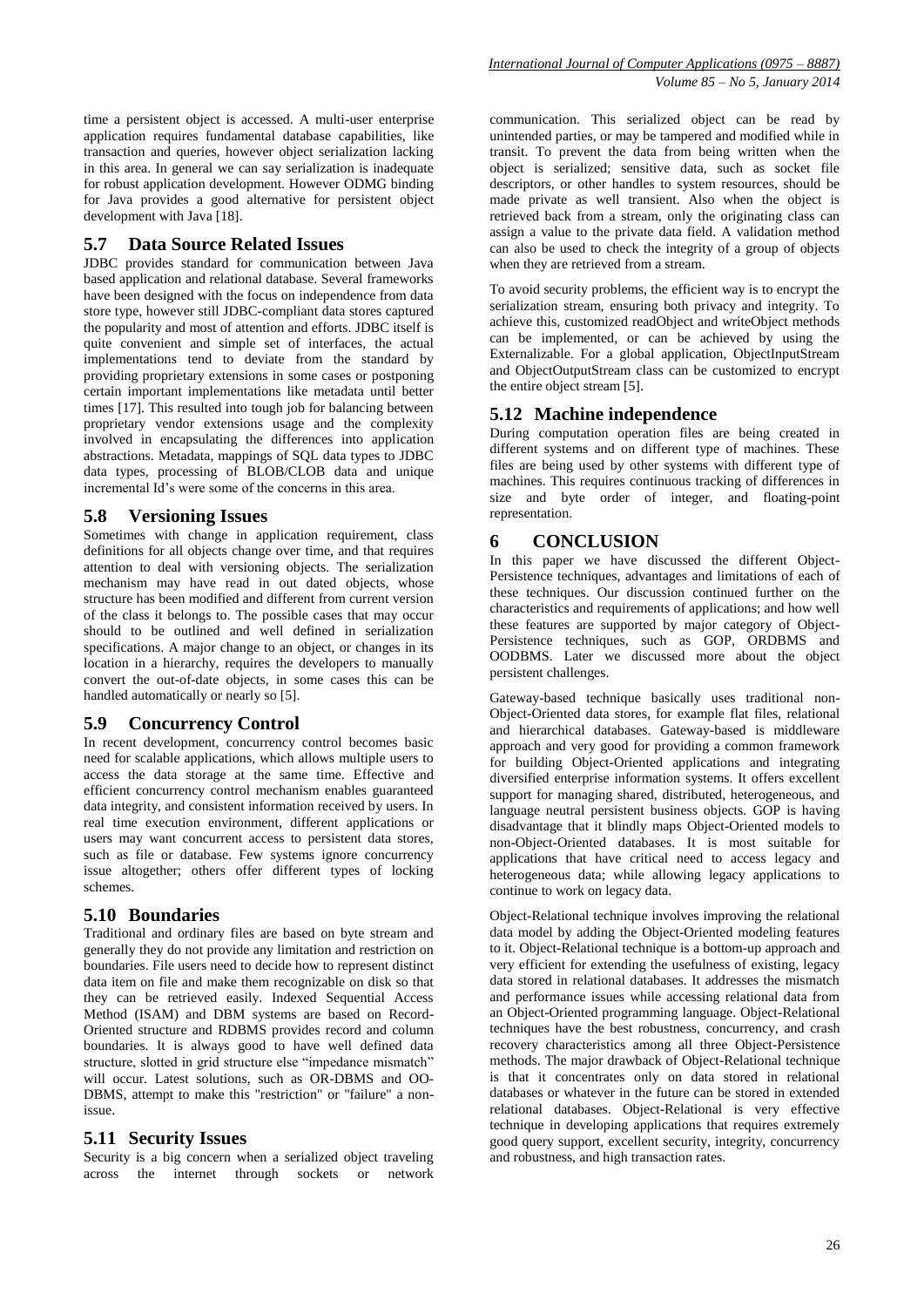time a persistent object is accessed. A multi-user enterprise application requires fundamental database capabilities, like transaction and queries, however object serialization lacking in this area. In general we can say serialization is inadequate for robust application development. However ODMG binding for Java provides a good alternative for persistent object development with Java [18].

## 5.7 Data Source Related Issues

JDBC provides standard for communication between Java based application and relational database. Several frameworks have been designed with the focus on independence from data store type, however still JDBC-compliant data stores captured the popularity and most of attention and efforts. JDBC itself is quite convenient and simple set of interfaces, the actual implementations tend to deviate from the standard by providing proprietary extensions in some cases or postponing certain important implementations like metadata until better times [17]. This resulted into tough job for balancing between proprietary vendor extensions usage and the complexity involved in encapsulating the differences into application abstractions. Metadata, mappings of SQL data types to JDBC data types, processing of BLOB/CLOB data and unique incremental Id's were some of the concerns in this area.

## 5.8 Versioning Issues

Sometimes with change in application requirement, class definitions for all objects change over time, and that requires attention to deal with versioning objects. The serialization mechanism may have read in out dated objects, whose structure has been modified and different from current version of the class it belongs to. The possible cases that may occur should to be outlined and well defined in serialization specifications. A major change to an object, or changes in its location in a hierarchy, requires the developers to manually convert the out-of-date objects, in some cases this can be handled automatically or nearly so [5].

## 5.9 Concurrency Control

In recent development, concurrency control becomes basic need for scalable applications, which allows multiple users to access the data storage at the same time. Effective and efficient concurrency control mechanism enables guaranteed data integrity, and consistent information received by users. In real time execution environment, different applications or users may want concurrent access to persistent data stores, such as file or database. Few systems ignore concurrency issue altogether; others offer different types of locking schemes.

## 5.10 Boundaries

Traditional and ordinary files are based on byte stream and generally they do not provide any limitation and restriction on boundaries. File users need to decide how to represent distinct data item on file and make them recognizable on disk so that they can be retrieved easily. Indexed Sequential Access Method (ISAM) and DBM systems are based on Record-Oriented structure and RDBMS provides record and column boundaries. It is always good to have well defined data structure, slotted in grid structure else "impedance mismatch" will occur. Latest solutions, such as OR-DBMS and OO-DBMS, attempt to make this "restriction" or "failure" a non-issue.

## 5.11 Security Issues

Security is a big concern when a serialized object traveling across the internet through sockets or network communication. This serialized object can be read by unintended parties, or may be tampered and modified while in transit. To prevent the data from being written when the object is serialized; sensitive data, such as socket file descriptors, or other handles to system resources, should be made private as well transient. Also when the object is retrieved back from a stream, only the originating class can assign a value to the private data field. A validation method can also be used to check the integrity of a group of objects when they are retrieved from a stream.

To avoid security problems, the efficient way is to encrypt the serialization stream, ensuring both privacy and integrity. To achieve this, customized readObject and writeObject methods can be implemented, or can be achieved by using the Externalizable. For a global application, ObjectInputStream and ObjectOutputStream class can be customized to encrypt the entire object stream [5].

## 5.12 Machine independence

During computation operation files are being created in different systems and on different type of machines. These files are being used by other systems with different type of machines. This requires continuous tracking of differences in size and byte order of integer, and floating-point representation.

# 6 CONCLUSION

In this paper we have discussed the different Object-Persistence techniques, advantages and limitations of each of these techniques. Our discussion continued further on the characteristics and requirements of applications; and how well these features are supported by major category of Object-Persistence techniques, such as GOP, ORDBMS and OODBMS. Later we discussed more about the object persistent challenges.

Gateway-based technique basically uses traditional non-Object-Oriented data stores, for example flat files, relational and hierarchical databases. Gateway-based is middleware approach and very good for providing a common framework for building Object-Oriented applications and integrating diversified enterprise information systems. It offers excellent support for managing shared, distributed, heterogeneous, and language neutral persistent business objects. GOP is having disadvantage that it blindly maps Object-Oriented models to non-Object-Oriented databases. It is most suitable for applications that have critical need to access legacy and heterogeneous data; while allowing legacy applications to continue to work on legacy data.

Object-Relational technique involves improving the relational data model by adding the Object-Oriented modeling features to it. Object-Relational technique is a bottom-up approach and very efficient for extending the usefulness of existing, legacy data stored in relational databases. It addresses the mismatch and performance issues while accessing relational data from an Object-Oriented programming language. Object-Relational techniques have the best robustness, concurrency, and crash recovery characteristics among all three Object-Persistence methods. The major drawback of Object-Relational technique is that it concentrates only on data stored in relational databases or whatever in the future can be stored in extended relational databases. Object-Relational is very effective technique in developing applications that requires extremely good query support, excellent security, integrity, concurrency and robustness, and high transaction rates.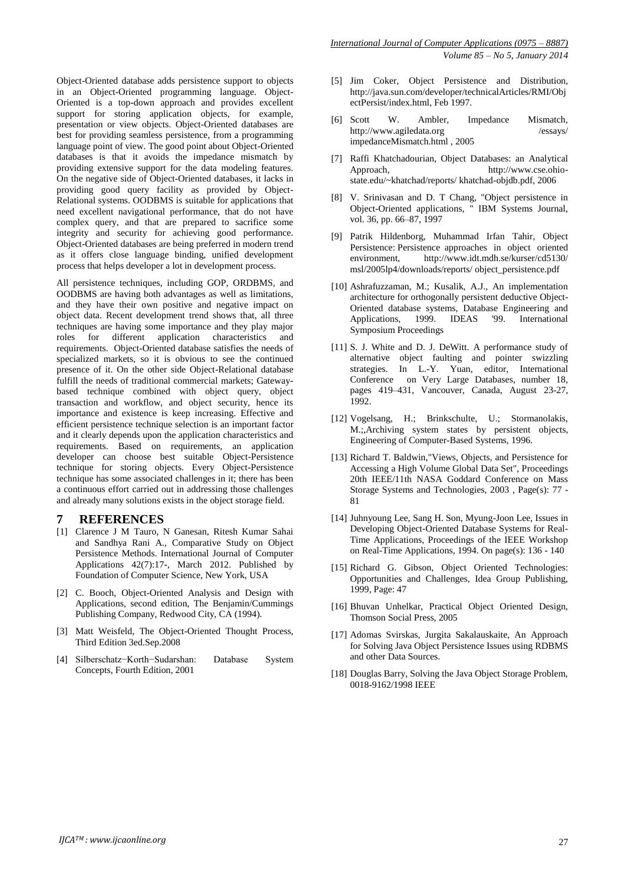Object-Oriented database adds persistence support to objects in an Object-Oriented programming language. Object-Oriented is a top-down approach and provides excellent support for storing application objects, for example, presentation or view objects. Object-Oriented databases are best for providing seamless persistence, from a programming language point of view. The good point about Object-Oriented databases is that it avoids the impedance mismatch by providing extensive support for the data modeling features. On the negative side of Object-Oriented databases, it lacks in providing good query facility as provided by Object-Relational systems. OODBMS is suitable for applications that need excellent navigational performance, that do not have complex query, and that are prepared to sacrifice some integrity and security for achieving good performance. Object-Oriented databases are being preferred in modern trend as it offers close language binding, unified development process that helps developer a lot in development process.

All persistence techniques, including GOP, ORDBMS, and OODBMS are having both advantages as well as limitations, and they have their own positive and negative impact on object data. Recent development trend shows that, all three techniques are having some importance and they play major roles for different application characteristics and requirements. Object-Oriented database satisfies the needs of specialized markets, so it is obvious to see the continued presence of it. On the other side Object-Relational database fulfill the needs of traditional commercial markets; Gateway-based technique combined with object query, object transaction and workflow, and object security, hence its importance and existence is keep increasing. Effective and efficient persistence technique selection is an important factor and it clearly depends upon the application characteristics and requirements. Based on requirements, an application developer can choose best suitable Object-Persistence technique for storing objects. Every Object-Persistence technique has some associated challenges in it; there has been a continuous effort carried out in addressing those challenges and already many solutions exists in the object storage field.

## 7 REFERENCES

[1] Clarence J M Tauro, N Ganesan, Ritesh Kumar Sahai and Sandhya Rani A., Comparative Study on Object Persistence Methods. International Journal of Computer Applications 42(7):17-, March 2012. Published by Foundation of Computer Science, New York, USA

[2] C. Booch, Object-Oriented Analysis and Design with Applications, second edition, The Benjamin/Cummings Publishing Company, Redwood City, CA (1994).

[3] Matt Weisfeld, The Object-Oriented Thought Process, Third Edition 3ed.Sep.2008

[4] Silberschatz−Korth−Sudarshan: Database System Concepts, Fourth Edition, 2001

[5] Jim Coker, Object Persistence and Distribution, http://java.sun.com/developer/technicalArticles/RMI/ObjectPersist/index.html, Feb 1997.

[6] Scott W. Ambler, Impedance Mismatch, http://www.agiledata.org /essays/ impedanceMismatch.html , 2005

[7] Raffi Khatchadourian, Object Databases: an Analytical Approach, http://www.cse.ohio-state.edu/~khatchad/reports/ khatchad-objdb.pdf, 2006

[8] V. Srinivasan and D. T Chang, "Object persistence in Object-Oriented applications, " IBM Systems Journal, vol. 36, pp. 66–87, 1997

[9] Patrik Hildenborg, Muhammad Irfan Tahir, Object Persistence: Persistence approaches in object oriented environment, http://www.idt.mdh.se/kurser/cd5130/ msl/2005lp4/downloads/reports/ object_persistence.pdf

[10] Ashrafuzzaman, M.; Kusalik, A.J., An implementation architecture for orthogonally persistent deductive Object-Oriented database systems, Database Engineering and Applications, 1999. IDEAS '99. International Symposium Proceedings

[11] S. J. White and D. J. DeWitt. A performance study of alternative object faulting and pointer swizzling strategies. In L.-Y. Yuan, editor, International Conference on Very Large Databases, number 18, pages 419–431, Vancouver, Canada, August 23-27, 1992.

[12] Vogelsang, H.; Brinkschulte, U.; Stormanolakis, M.;,Archiving system states by persistent objects, Engineering of Computer-Based Systems, 1996.

[13] Richard T. Baldwin,"Views, Objects, and Persistence for Accessing a High Volume Global Data Set", Proceedings 20th IEEE/11th NASA Goddard Conference on Mass Storage Systems and Technologies, 2003 , Page(s): 77 - 81

[14] Juhnyoung Lee, Sang H. Son, Myung-Joon Lee, Issues in Developing Object-Oriented Database Systems for Real-Time Applications, Proceedings of the IEEE Workshop on Real-Time Applications, 1994. On page(s): 136 - 140

[15] Richard G. Gibson, Object Oriented Technologies: Opportunities and Challenges, Idea Group Publishing, 1999, Page: 47

[16] Bhuvan Unhelkar, Practical Object Oriented Design, Thomson Social Press, 2005

[17] Adomas Svirskas, Jurgita Sakalauskaite, An Approach for Solving Java Object Persistence Issues using RDBMS and other Data Sources.

[18] Douglas Barry, Solving the Java Object Storage Problem, 0018-9162/1998 IEEE